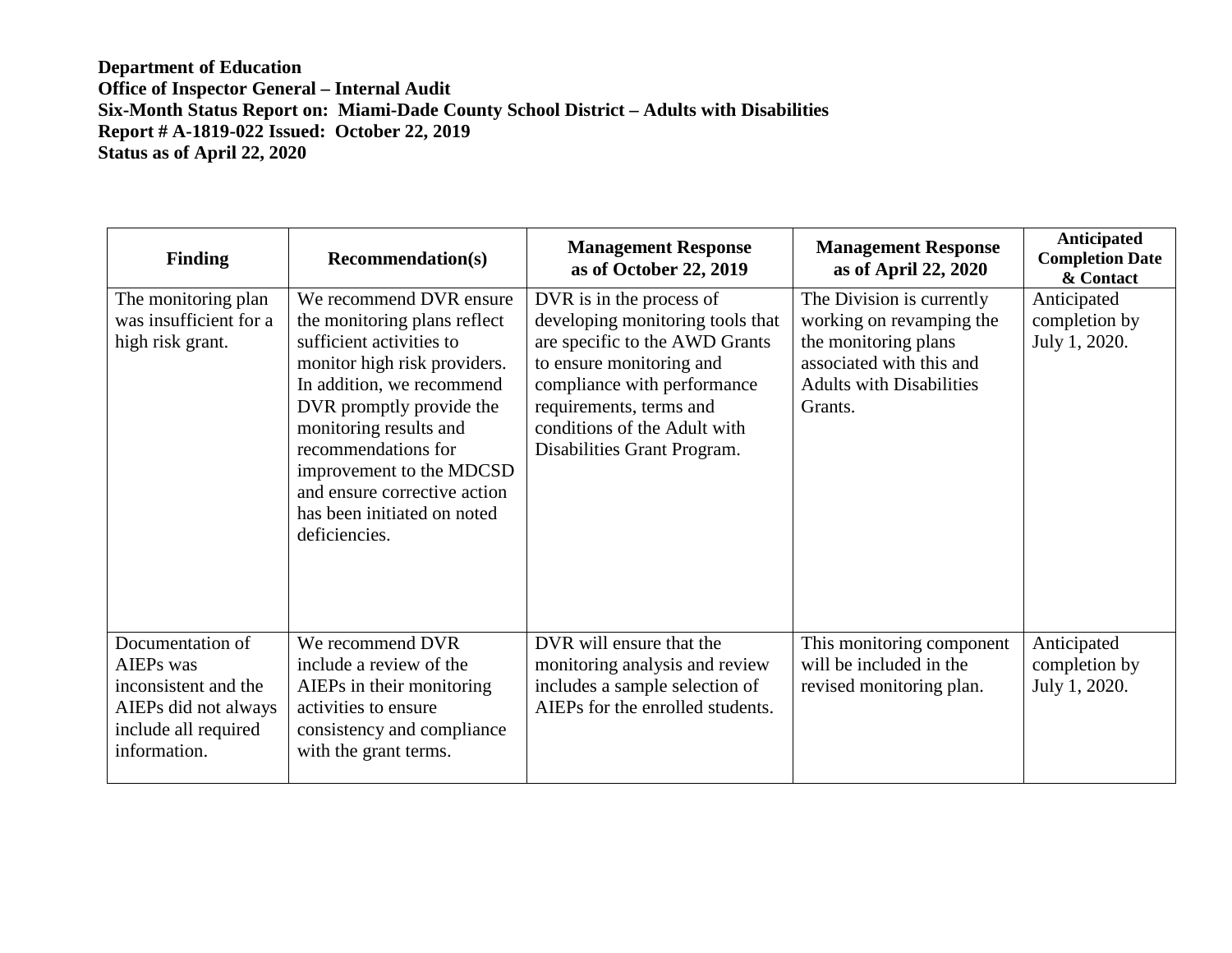**Department of Education**
**Office of Inspector General – Internal Audit**
**Six-Month Status Report on: Miami-Dade County School District – Adults with Disabilities**
**Report # A-1819-022 Issued: October 22, 2019**
**Status as of April 22, 2020**

| Finding | Recommendation(s) | Management Response as of October 22, 2019 | Management Response as of April 22, 2020 | Anticipated Completion Date & Contact |
|---|---|---|---|---|
| The monitoring plan was insufficient for a high risk grant. | We recommend DVR ensure the monitoring plans reflect sufficient activities to monitor high risk providers. In addition, we recommend DVR promptly provide the monitoring results and recommendations for improvement to the MDCSD and ensure corrective action has been initiated on noted deficiencies. | DVR is in the process of developing monitoring tools that are specific to the AWD Grants to ensure monitoring and compliance with performance requirements, terms and conditions of the Adult with Disabilities Grant Program. | The Division is currently working on revamping the the monitoring plans associated with this and Adults with Disabilities Grants. | Anticipated completion by July 1, 2020. |
| Documentation of AIEPs was inconsistent and the AIEPs did not always include all required information. | We recommend DVR include a review of the AIEPs in their monitoring activities to ensure consistency and compliance with the grant terms. | DVR will ensure that the monitoring analysis and review includes a sample selection of AIEPs for the enrolled students. | This monitoring component will be included in the revised monitoring plan. | Anticipated completion by July 1, 2020. |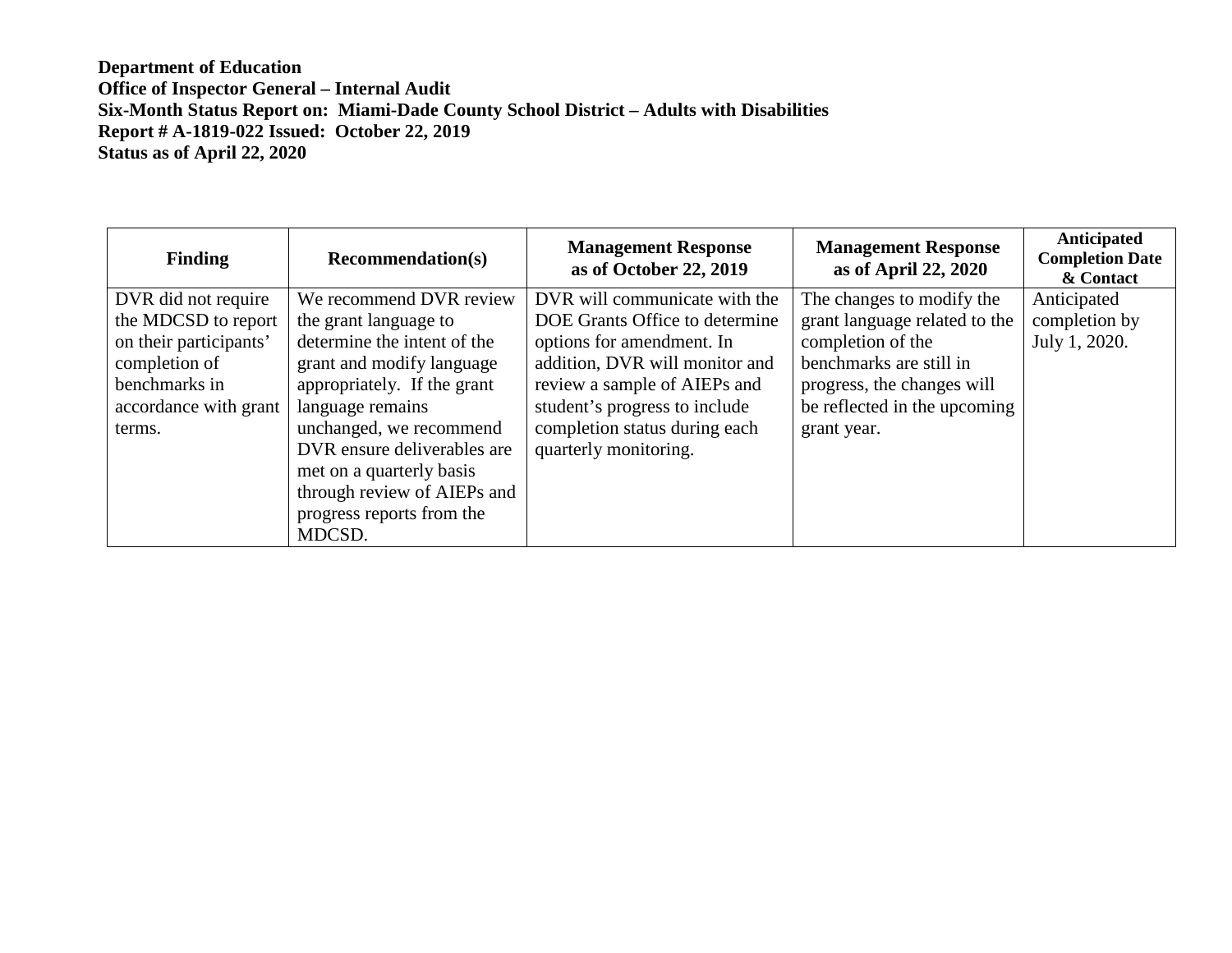**Department of Education**
**Office of Inspector General – Internal Audit**
**Six-Month Status Report on: Miami-Dade County School District – Adults with Disabilities**
**Report # A-1819-022 Issued: October 22, 2019**
**Status as of April 22, 2020**

| Finding | Recommendation(s) | Management Response as of October 22, 2019 | Management Response as of April 22, 2020 | Anticipated Completion Date & Contact |
|---|---|---|---|---|
| DVR did not require the MDCSD to report on their participants' completion of benchmarks in accordance with grant terms. | We recommend DVR review the grant language to determine the intent of the grant and modify language appropriately. If the grant language remains unchanged, we recommend DVR ensure deliverables are met on a quarterly basis through review of AIEPs and progress reports from the MDCSD. | DVR will communicate with the DOE Grants Office to determine options for amendment. In addition, DVR will monitor and review a sample of AIEPs and student's progress to include completion status during each quarterly monitoring. | The changes to modify the grant language related to the completion of the benchmarks are still in progress, the changes will be reflected in the upcoming grant year. | Anticipated completion by July 1, 2020. |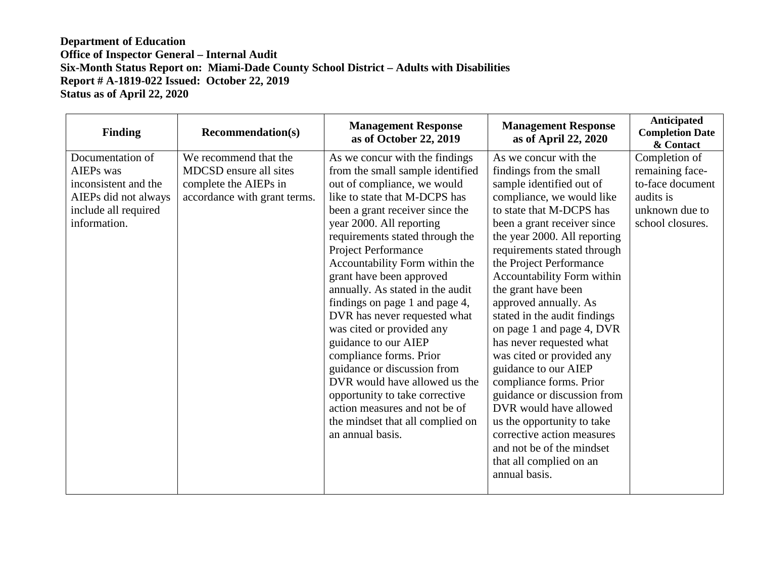**Department of Education**
**Office of Inspector General – Internal Audit**
**Six-Month Status Report on: Miami-Dade County School District – Adults with Disabilities**
**Report # A-1819-022 Issued: October 22, 2019**
**Status as of April 22, 2020**

| Finding | Recommendation(s) | Management Response as of October 22, 2019 | Management Response as of April 22, 2020 | Anticipated Completion Date & Contact |
|---|---|---|---|---|
| Documentation of AIEPs was inconsistent and the AIEPs did not always include all required information. | We recommend that the MDCSD ensure all sites complete the AIEPs in accordance with grant terms. | As we concur with the findings from the small sample identified out of compliance, we would like to state that M-DCPS has been a grant receiver since the year 2000. All reporting requirements stated through the Project Performance Accountability Form within the grant have been approved annually. As stated in the audit findings on page 1 and page 4, DVR has never requested what was cited or provided any guidance to our AIEP compliance forms. Prior guidance or discussion from DVR would have allowed us the opportunity to take corrective action measures and not be of the mindset that all complied on an annual basis. | As we concur with the findings from the small sample identified out of compliance, we would like to state that M-DCPS has been a grant receiver since the year 2000. All reporting requirements stated through the Project Performance Accountability Form within the grant have been approved annually. As stated in the audit findings on page 1 and page 4, DVR has never requested what was cited or provided any guidance to our AIEP compliance forms. Prior guidance or discussion from DVR would have allowed us the opportunity to take corrective action measures and not be of the mindset that all complied on an annual basis. | Completion of remaining face-to-face document audits is unknown due to school closures. |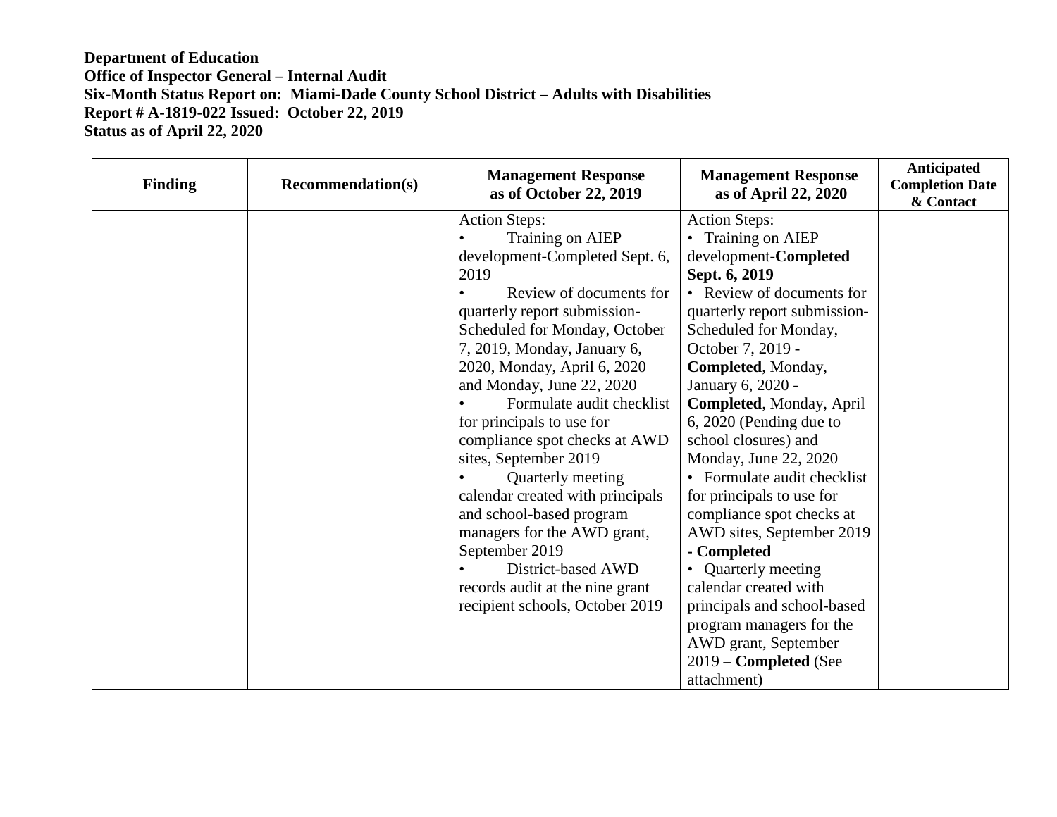**Department of Education**
**Office of Inspector General – Internal Audit**
**Six-Month Status Report on: Miami-Dade County School District – Adults with Disabilities**
**Report # A-1819-022 Issued: October 22, 2019**
**Status as of April 22, 2020**

| Finding | Recommendation(s) | Management Response as of October 22, 2019 | Management Response as of April 22, 2020 | Anticipated Completion Date & Contact |
|---|---|---|---|---|
| | | Action Steps:<br>• Training on AIEP development-Completed Sept. 6, 2019<br>• Review of documents for quarterly report submission-Scheduled for Monday, October 7, 2019, Monday, January 6, 2020, Monday, April 6, 2020 and Monday, June 22, 2020<br>• Formulate audit checklist for principals to use for compliance spot checks at AWD sites, September 2019<br>• Quarterly meeting calendar created with principals and school-based program managers for the AWD grant, September 2019<br>• District-based AWD records audit at the nine grant recipient schools, October 2019 | Action Steps:<br>• Training on AIEP development-**Completed Sept. 6, 2019**<br>• Review of documents for quarterly report submission-Scheduled for Monday, October 7, 2019 - **Completed**, Monday, January 6, 2020 - **Completed**, Monday, April 6, 2020 (Pending due to school closures) and Monday, June 22, 2020<br>• Formulate audit checklist for principals to use for compliance spot checks at AWD sites, September 2019 - **Completed**<br>• Quarterly meeting calendar created with principals and school-based program managers for the AWD grant, September 2019 – **Completed** (See attachment) | |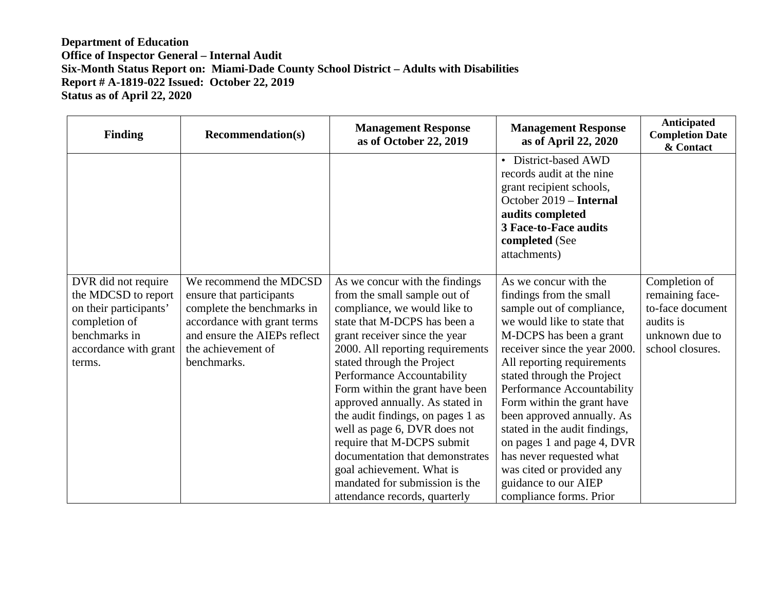**Department of Education**
**Office of Inspector General – Internal Audit**
**Six-Month Status Report on: Miami-Dade County School District – Adults with Disabilities**
**Report # A-1819-022 Issued: October 22, 2019**
**Status as of April 22, 2020**

| Finding | Recommendation(s) | Management Response as of October 22, 2019 | Management Response as of April 22, 2020 | Anticipated Completion Date & Contact |
|---|---|---|---|---|
| | | | • District-based AWD records audit at the nine grant recipient schools, October 2019 – **Internal audits completed** **3 Face-to-Face audits completed** (See attachments) | |
| DVR did not require the MDCSD to report on their participants' completion of benchmarks in accordance with grant terms. | We recommend the MDCSD ensure that participants complete the benchmarks in accordance with grant terms and ensure the AIEPs reflect the achievement of benchmarks. | As we concur with the findings from the small sample out of compliance, we would like to state that M-DCPS has been a grant receiver since the year 2000. All reporting requirements stated through the Project Performance Accountability Form within the grant have been approved annually. As stated in the audit findings, on pages 1 as well as page 6, DVR does not require that M-DCPS submit documentation that demonstrates goal achievement. What is mandated for submission is the attendance records, quarterly | As we concur with the findings from the small sample out of compliance, we would like to state that M-DCPS has been a grant receiver since the year 2000. All reporting requirements stated through the Project Performance Accountability Form within the grant have been approved annually. As stated in the audit findings, on pages 1 and page 4, DVR has never requested what was cited or provided any guidance to our AIEP compliance forms. Prior | Completion of remaining face-to-face document audits is unknown due to school closures. |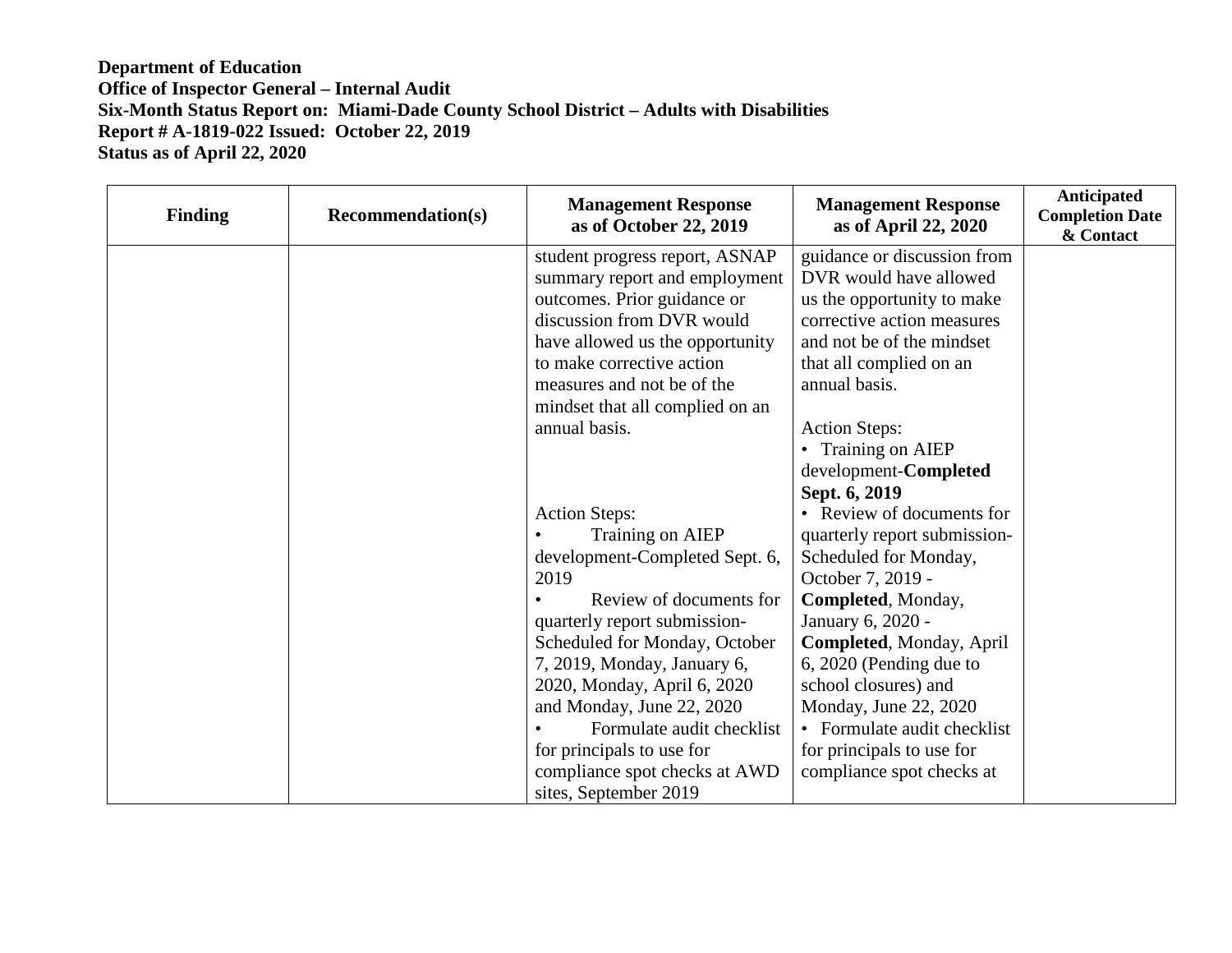**Department of Education**
**Office of Inspector General – Internal Audit**
**Six-Month Status Report on: Miami-Dade County School District – Adults with Disabilities**
**Report # A-1819-022 Issued: October 22, 2019**
**Status as of April 22, 2020**

| Finding | Recommendation(s) | Management Response as of October 22, 2019 | Management Response as of April 22, 2020 | Anticipated Completion Date & Contact |
|---|---|---|---|---|
| | | student progress report, ASNAP summary report and employment outcomes. Prior guidance or discussion from DVR would have allowed us the opportunity to make corrective action measures and not be of the mindset that all complied on an annual basis.<br><br>Action Steps:<br>• Training on AIEP development-Completed Sept. 6, 2019<br>• Review of documents for quarterly report submission-Scheduled for Monday, October 7, 2019, Monday, January 6, 2020, Monday, April 6, 2020 and Monday, June 22, 2020<br>• Formulate audit checklist for principals to use for compliance spot checks at AWD sites, September 2019 | guidance or discussion from DVR would have allowed us the opportunity to make corrective action measures and not be of the mindset that all complied on an annual basis.<br><br>Action Steps:<br>• Training on AIEP development-**Completed Sept. 6, 2019**<br>• Review of documents for quarterly report submission-Scheduled for Monday, October 7, 2019 - **Completed**, Monday, January 6, 2020 - **Completed**, Monday, April 6, 2020 (Pending due to school closures) and Monday, June 22, 2020<br>• Formulate audit checklist for principals to use for compliance spot checks at | |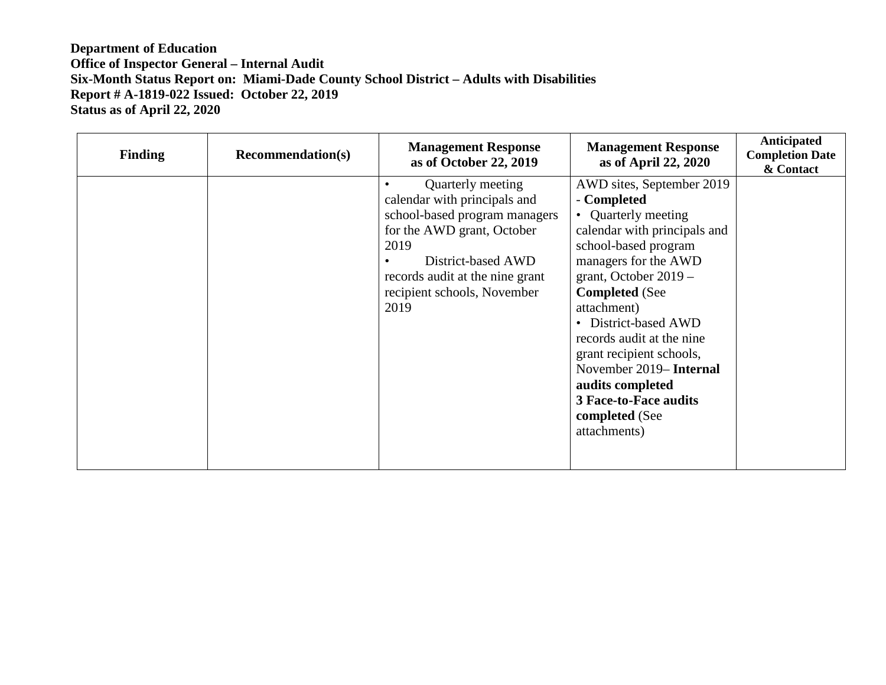**Department of Education**
**Office of Inspector General – Internal Audit**
**Six-Month Status Report on: Miami-Dade County School District – Adults with Disabilities**
**Report # A-1819-022 Issued: October 22, 2019**
**Status as of April 22, 2020**

| Finding | Recommendation(s) | Management Response as of October 22, 2019 | Management Response as of April 22, 2020 | Anticipated Completion Date & Contact |
|---|---|---|---|---|
| | | • Quarterly meeting calendar with principals and school-based program managers for the AWD grant, October 2019<br>• District-based AWD records audit at the nine grant recipient schools, November 2019 | AWD sites, September 2019 - **Completed**<br>• Quarterly meeting calendar with principals and school-based program managers for the AWD grant, October 2019 – **Completed** (See attachment)<br>• District-based AWD records audit at the nine grant recipient schools, November 2019– **Internal audits completed**<br>**3 Face-to-Face audits completed** (See attachments) | |